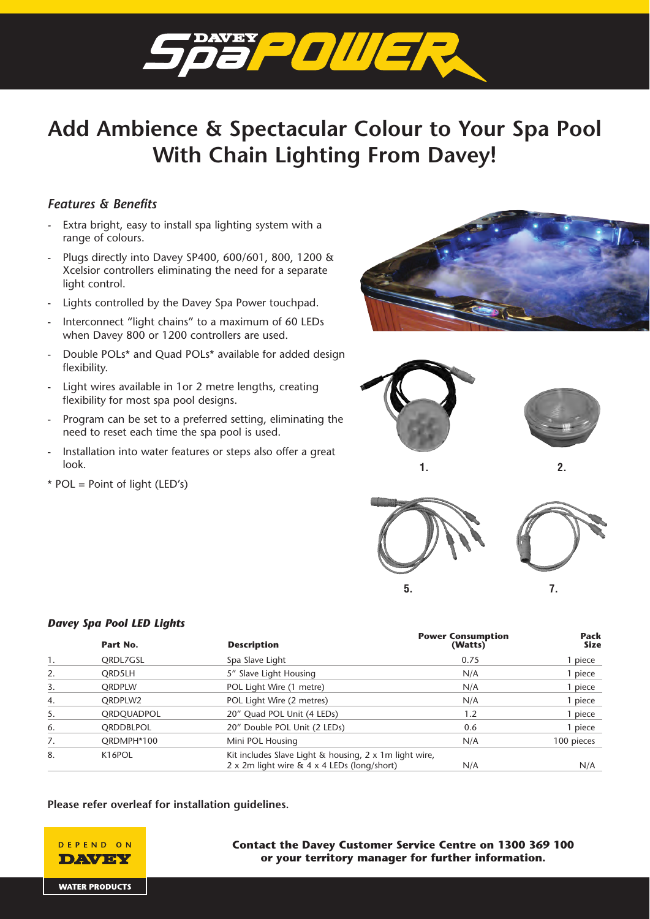# Add Ambience & Spectacular Colour to Your Spa Pool With Chain Lighting From Davey!

### *Features & Benefits*

- Extra bright, easy to install spa lighting system with a range of colours.
- Plugs directly into Davey SP400, 600/601, 800, 1200 & Xcelsior controllers eliminating the need for a separate light control.
- Lights controlled by the Davey Spa Power touchpad.
- Interconnect "light chains" to a maximum of 60 LEDs when Davey 800 or 1200 controllers are used.
- Double POLs* and Quad POLs* available for added design flexibility.
- Light wires available in 1or 2 metre lengths, creating flexibility for most spa pool designs.
- Program can be set to a preferred setting, eliminating the need to reset each time the spa pool is used.
- Installation into water features or steps also offer a great look.

\* POL = Point of light (LED's)

1. 2.

5. 7.

### *Davey Spa Pool LED Lights*

| | Part No. | Description | Power Consumption (Watts) | Pack Size |
|---|---|---|---|---|
| 1. | QRDL7GSL | Spa Slave Light | 0.75 | 1 piece |
| 2. | QRD5LH | 5" Slave Light Housing | N/A | 1 piece |
| 3. | QRDPLW | POL Light Wire (1 metre) | N/A | 1 piece |
| 4. | QRDPLW2 | POL Light Wire (2 metres) | N/A | 1 piece |
| 5. | QRDQUADPOL | 20" Quad POL Unit (4 LEDs) | 1.2 | 1 piece |
| 6. | QRDDBLPOL | 20" Double POL Unit (2 LEDs) | 0.6 | 1 piece |
| 7. | QRDMPH*100 | Mini POL Housing | N/A | 100 pieces |
| 8. | K16POL | Kit includes Slave Light & housing, 2 x 1m light wire, 2 x 2m light wire & 4 x 4 LEDs (long/short) | N/A | N/A |

**Please refer overleaf for installation guidelines.**

DEPEND ON DAVEY

WATER PRODUCTS

**Contact the Davey Customer Service Centre on 1300 369 100 or your territory manager for further information.**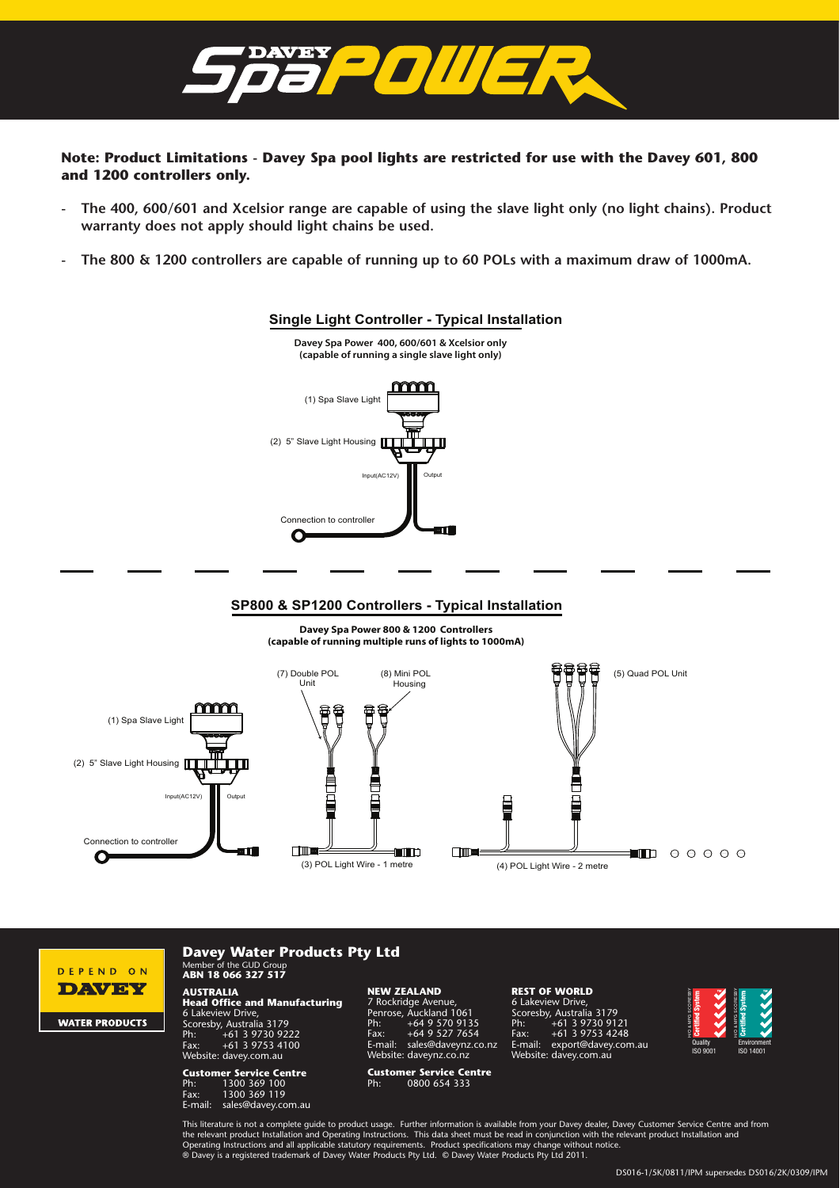**Note: Product Limitations - Davey Spa pool lights are restricted for use with the Davey 601, 800 and 1200 controllers only.**

- **The 400, 600/601 and Xcelsior range are capable of using the slave light only (no light chains). Product warranty does not apply should light chains be used.**
- **The 800 & 1200 controllers are capable of running up to 60 POLs with a maximum draw of 1000mA.**

## Single Light Controller - Typical Installation

**Davey Spa Power 400, 600/601 & Xcelsior only**
**(capable of running a single slave light only)**

(1) Spa Slave Light

(2) 5" Slave Light Housing

Input(AC12V)

Output

Connection to controller

## SP800 & SP1200 Controllers - Typical Installation

**Davey Spa Power 800 & 1200 Controllers**
**(capable of running multiple runs of lights to 1000mA)**

(1) Spa Slave Light

(2) 5" Slave Light Housing

Input(AC12V)

Output

Connection to controller

(7) Double POL Unit

(8) Mini POL Housing

(3) POL Light Wire - 1 metre

(5) Quad POL Unit

(4) POL Light Wire - 2 metre

## Davey Water Products Pty Ltd

Member of the GUD Group
**ABN 18 066 327 517**

**AUSTRALIA**
**Head Office and Manufacturing**
6 Lakeview Drive,
Scoresby, Australia 3179
Ph: +61 3 9730 9222
Fax: +61 3 9753 4100
Website: davey.com.au

**Customer Service Centre**
Ph: 1300 369 100
Fax: 1300 369 119
E-mail: sales@davey.com.au

**NEW ZEALAND**
7 Rockridge Avenue,
Penrose, Auckland 1061
Ph: +64 9 570 9135
Fax: +64 9 527 7654
E-mail: sales@daveynz.co.nz
Website: daveynz.co.nz

**Customer Service Centre**
Ph: 0800 654 333

**REST OF WORLD**
6 Lakeview Drive,
Scoresby, Australia 3179
Ph: +61 3 9730 9121
Fax: +61 3 9753 4248
E-mail: export@davey.com.au
Website: davey.com.au

Quality ISO 9001
Environment ISO 14001

This literature is not a complete guide to product usage. Further information is available from your Davey dealer, Davey Customer Service Centre and from the relevant product Installation and Operating Instructions. This data sheet must be read in conjunction with the relevant product Installation and Operating Instructions and all applicable statutory requirements. Product specifications may change without notice.
® Davey is a registered trademark of Davey Water Products Pty Ltd. © Davey Water Products Pty Ltd 2011.

DS016-1/5K/0811/IPM supersedes DS016/2K/0309/IPM